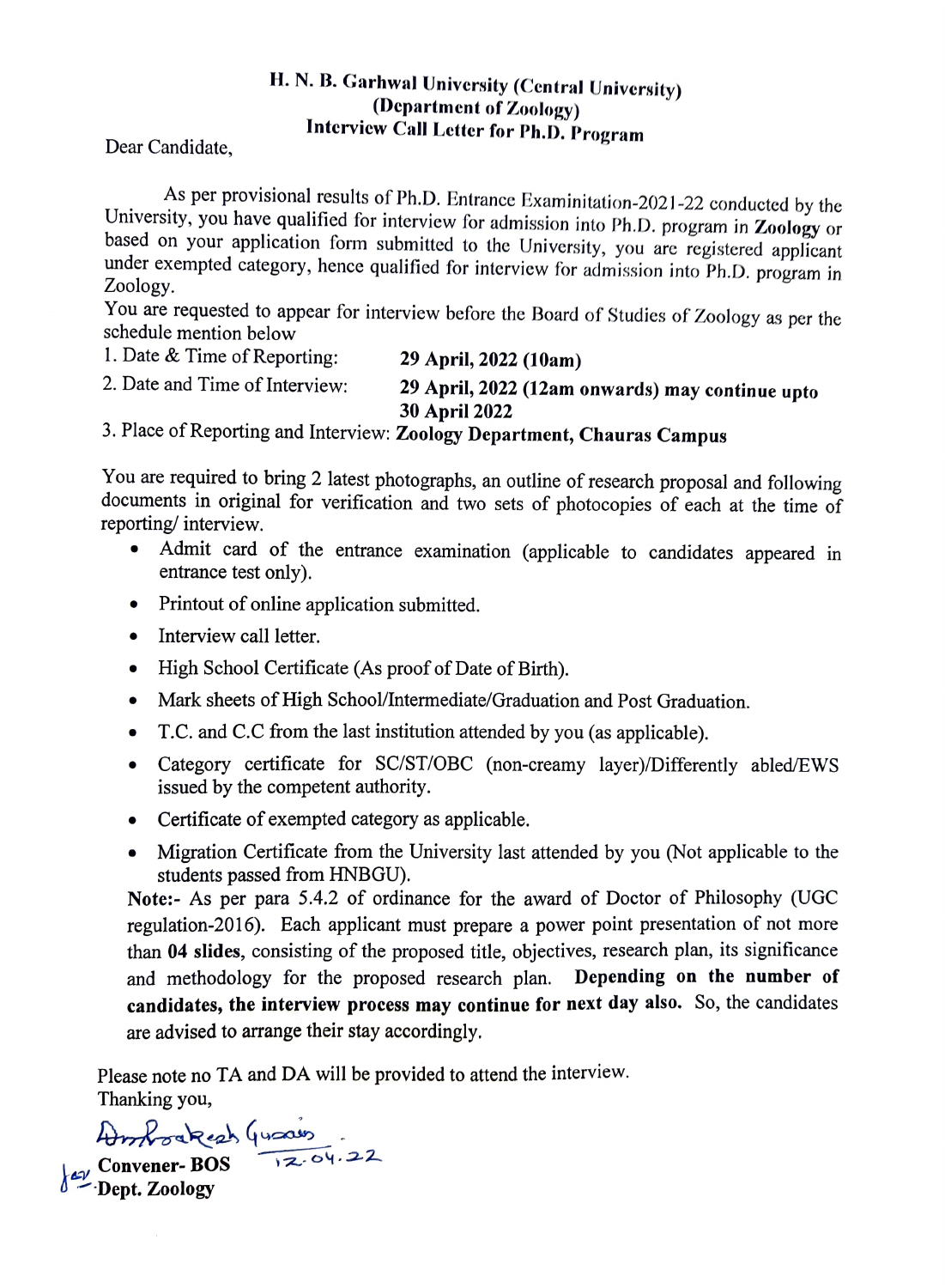# H. N. B. Garhwal University (Central University)
## (Department of Zoology)
## Interview Call Letter for Ph.D. Program

Dear Candidate,

As per provisional results of Ph.D. Entrance Examinitation-2021-22 conducted by the University, you have qualified for interview for admission into Ph.D. program in **Zoology** or based on your application form submitted to the University, you are registered applicant under exempted category, hence qualified for interview for admission into Ph.D. program in Zoology.

You are requested to appear for interview before the Board of Studies of Zoology as per the schedule mention below

1. Date & Time of Reporting: **29 April, 2022 (10am)**
2. Date and Time of Interview: **29 April, 2022 (12am onwards) may continue upto 30 April 2022**
3. Place of Reporting and Interview: **Zoology Department, Chauras Campus**

You are required to bring 2 latest photographs, an outline of research proposal and following documents in original for verification and two sets of photocopies of each at the time of reporting/ interview.

- Admit card of the entrance examination (applicable to candidates appeared in entrance test only).
- Printout of online application submitted.
- Interview call letter.
- High School Certificate (As proof of Date of Birth).
- Mark sheets of High School/Intermediate/Graduation and Post Graduation.
- T.C. and C.C from the last institution attended by you (as applicable).
- Category certificate for SC/ST/OBC (non-creamy layer)/Differently abled/EWS issued by the competent authority.
- Certificate of exempted category as applicable.
- Migration Certificate from the University last attended by you (Not applicable to the students passed from HNBGU).

**Note:-** As per para 5.4.2 of ordinance for the award of Doctor of Philosophy (UGC regulation-2016). Each applicant must prepare a power point presentation of not more than **04 slides**, consisting of the proposed title, objectives, research plan, its significance and methodology for the proposed research plan. **Depending on the number of candidates, the interview process may continue for next day also.** So, the candidates are advised to arrange their stay accordingly.

Please note no TA and DA will be provided to attend the interview.

Thanking you,

Amrprakash Gusain
12.04.22

**Convener- BOS**
**Dept. Zoology**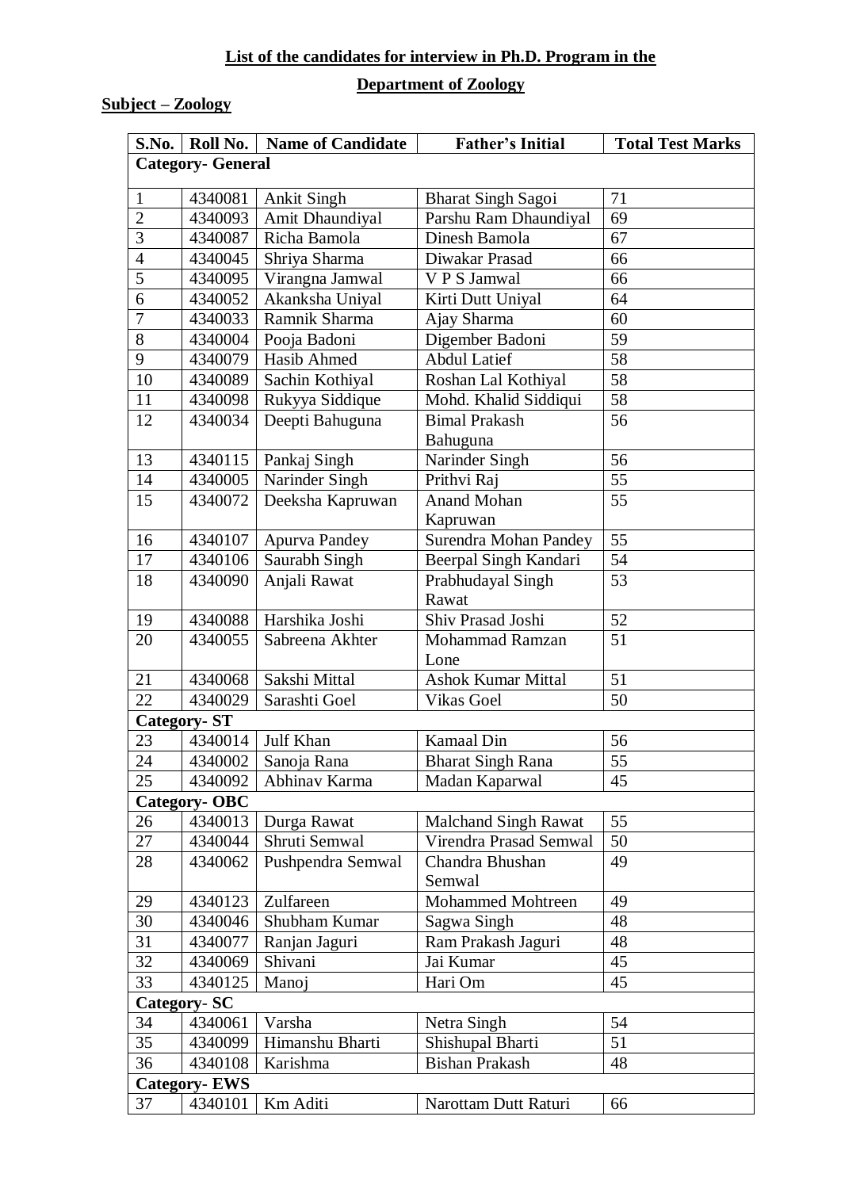**List of the candidates for interview in Ph.D. Program in the**

**Department of Zoology**

**Subject – Zoology**

| S.No. | Roll No. | Name of Candidate | Father's Initial | Total Test Marks |
|---|---|---|---|---|
| **Category- General** | | | | |
| 1 | 4340081 | Ankit Singh | Bharat Singh Sagoi | 71 |
| 2 | 4340093 | Amit Dhaundiyal | Parshu Ram Dhaundiyal | 69 |
| 3 | 4340087 | Richa Bamola | Dinesh Bamola | 67 |
| 4 | 4340045 | Shriya Sharma | Diwakar Prasad | 66 |
| 5 | 4340095 | Virangna Jamwal | V P S Jamwal | 66 |
| 6 | 4340052 | Akanksha Uniyal | Kirti Dutt Uniyal | 64 |
| 7 | 4340033 | Ramnik Sharma | Ajay Sharma | 60 |
| 8 | 4340004 | Pooja Badoni | Digember Badoni | 59 |
| 9 | 4340079 | Hasib Ahmed | Abdul Latief | 58 |
| 10 | 4340089 | Sachin Kothiyal | Roshan Lal Kothiyal | 58 |
| 11 | 4340098 | Rukyya Siddique | Mohd. Khalid Siddiqui | 58 |
| 12 | 4340034 | Deepti Bahuguna | Bimal Prakash Bahuguna | 56 |
| 13 | 4340115 | Pankaj Singh | Narinder Singh | 56 |
| 14 | 4340005 | Narinder Singh | Prithvi Raj | 55 |
| 15 | 4340072 | Deeksha Kapruwan | Anand Mohan Kapruwan | 55 |
| 16 | 4340107 | Apurva Pandey | Surendra Mohan Pandey | 55 |
| 17 | 4340106 | Saurabh Singh | Beerpal Singh Kandari | 54 |
| 18 | 4340090 | Anjali Rawat | Prabhudayal Singh Rawat | 53 |
| 19 | 4340088 | Harshika Joshi | Shiv Prasad Joshi | 52 |
| 20 | 4340055 | Sabreena Akhter | Mohammad Ramzan Lone | 51 |
| 21 | 4340068 | Sakshi Mittal | Ashok Kumar Mittal | 51 |
| 22 | 4340029 | Sarashti Goel | Vikas Goel | 50 |
| **Category- ST** | | | | |
| 23 | 4340014 | Julf Khan | Kamaal Din | 56 |
| 24 | 4340002 | Sanoja Rana | Bharat Singh Rana | 55 |
| 25 | 4340092 | Abhinav Karma | Madan Kaparwal | 45 |
| **Category- OBC** | | | | |
| 26 | 4340013 | Durga Rawat | Malchand Singh Rawat | 55 |
| 27 | 4340044 | Shruti Semwal | Virendra Prasad Semwal | 50 |
| 28 | 4340062 | Pushpendra Semwal | Chandra Bhushan Semwal | 49 |
| 29 | 4340123 | Zulfareen | Mohammed Mohtreen | 49 |
| 30 | 4340046 | Shubham Kumar | Sagwa Singh | 48 |
| 31 | 4340077 | Ranjan Jaguri | Ram Prakash Jaguri | 48 |
| 32 | 4340069 | Shivani | Jai Kumar | 45 |
| 33 | 4340125 | Manoj | Hari Om | 45 |
| **Category- SC** | | | | |
| 34 | 4340061 | Varsha | Netra Singh | 54 |
| 35 | 4340099 | Himanshu Bharti | Shishupal Bharti | 51 |
| 36 | 4340108 | Karishma | Bishan Prakash | 48 |
| **Category- EWS** | | | | |
| 37 | 4340101 | Km Aditi | Narottam Dutt Raturi | 66 |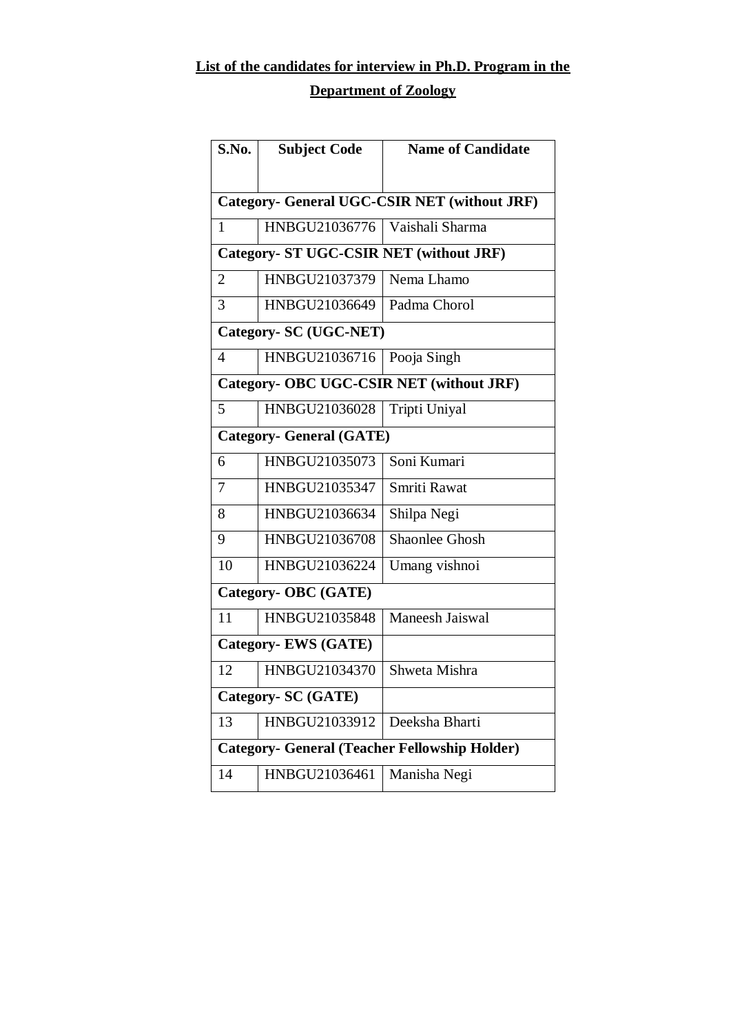**List of the candidates for interview in Ph.D. Program in the Department of Zoology**

| S.No. | Subject Code | Name of Candidate |
|---|---|---|
| **Category- General UGC-CSIR NET (without JRF)** | | |
| 1 | HNBGU21036776 | Vaishali Sharma |
| **Category- ST UGC-CSIR NET (without JRF)** | | |
| 2 | HNBGU21037379 | Nema Lhamo |
| 3 | HNBGU21036649 | Padma Chorol |
| **Category- SC (UGC-NET)** | | |
| 4 | HNBGU21036716 | Pooja Singh |
| **Category- OBC UGC-CSIR NET (without JRF)** | | |
| 5 | HNBGU21036028 | Tripti Uniyal |
| **Category- General (GATE)** | | |
| 6 | HNBGU21035073 | Soni Kumari |
| 7 | HNBGU21035347 | Smriti Rawat |
| 8 | HNBGU21036634 | Shilpa Negi |
| 9 | HNBGU21036708 | Shaonlee Ghosh |
| 10 | HNBGU21036224 | Umang vishnoi |
| **Category- OBC (GATE)** | | |
| 11 | HNBGU21035848 | Maneesh Jaiswal |
| **Category- EWS (GATE)** | | |
| 12 | HNBGU21034370 | Shweta Mishra |
| **Category- SC (GATE)** | | |
| 13 | HNBGU21033912 | Deeksha Bharti |
| **Category- General (Teacher Fellowship Holder)** | | |
| 14 | HNBGU21036461 | Manisha Negi |